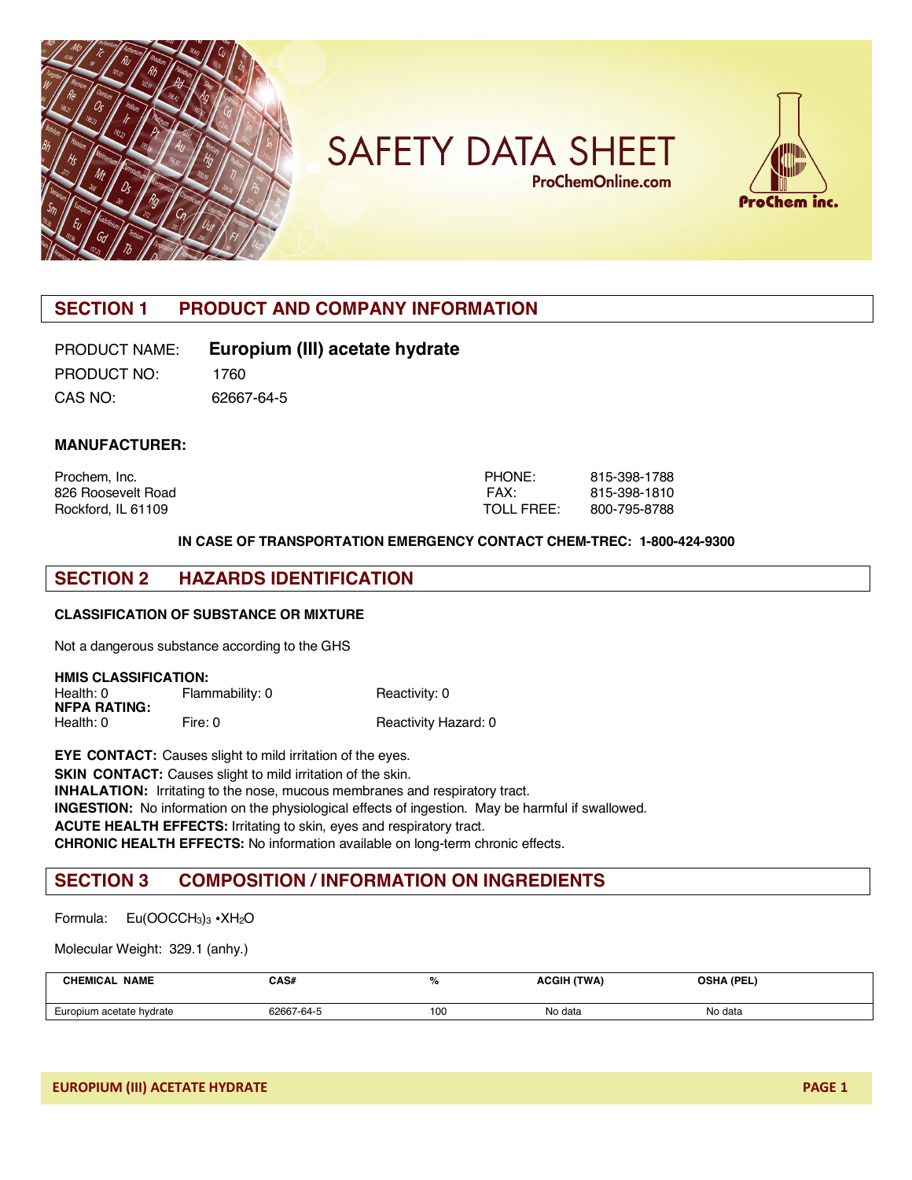# SAFETY DATA SHEET

ProChemOnline.com

ProChem inc.

## SECTION 1 PRODUCT AND COMPANY INFORMATION

PRODUCT NAME: **Europium (III) acetate hydrate**

PRODUCT NO: 1760

CAS NO: 62667-64-5

**MANUFACTURER:**

Prochem, Inc.
826 Roosevelt Road
Rockford, IL 61109

PHONE: 815-398-1788
FAX: 815-398-1810
TOLL FREE: 800-795-8788

**IN CASE OF TRANSPORTATION EMERGENCY CONTACT CHEM-TREC: 1-800-424-9300**

## SECTION 2 HAZARDS IDENTIFICATION

**CLASSIFICATION OF SUBSTANCE OR MIXTURE**

Not a dangerous substance according to the GHS

**HMIS CLASSIFICATION:**
Health: 0 Flammability: 0 Reactivity: 0

**NFPA RATING:**
Health: 0 Fire: 0 Reactivity Hazard: 0

**EYE CONTACT:** Causes slight to mild irritation of the eyes.
**SKIN CONTACT:** Causes slight to mild irritation of the skin.
**INHALATION:** Irritating to the nose, mucous membranes and respiratory tract.
**INGESTION:** No information on the physiological effects of ingestion. May be harmful if swallowed.
**ACUTE HEALTH EFFECTS:** Irritating to skin, eyes and respiratory tract.
**CHRONIC HEALTH EFFECTS:** No information available on long-term chronic effects.

## SECTION 3 COMPOSITION / INFORMATION ON INGREDIENTS

Formula: $Eu(OOCCH_3)_3 \cdot XH_2O$

Molecular Weight: 329.1 (anhy.)

| CHEMICAL NAME | CAS# | % | ACGIH (TWA) | OSHA (PEL) |
|---|---|---|---|---|
| Europium acetate hydrate | 62667-64-5 | 100 | No data | No data |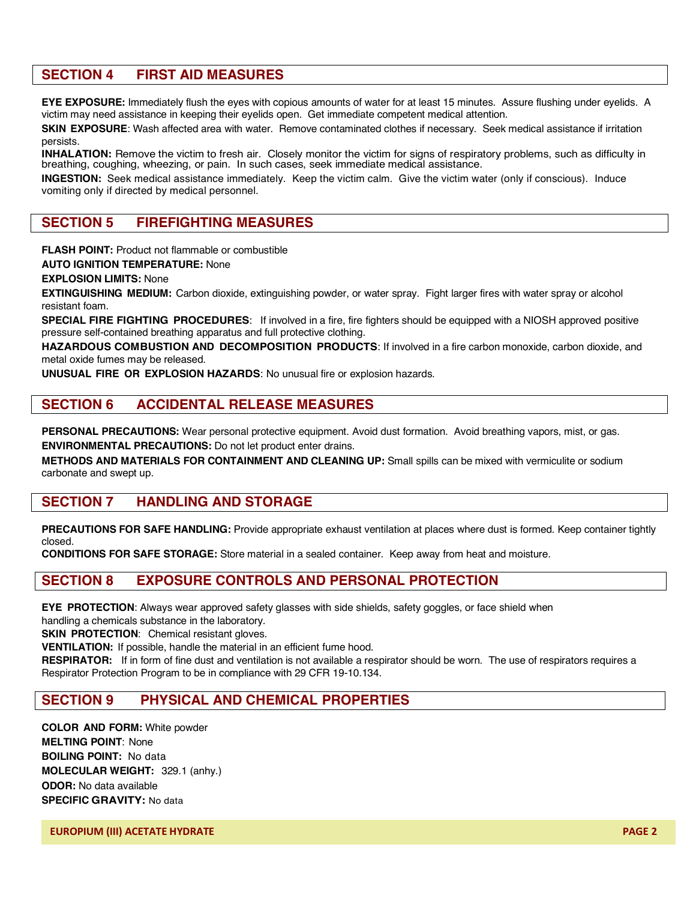## SECTION 4 FIRST AID MEASURES

**EYE EXPOSURE:** Immediately flush the eyes with copious amounts of water for at least 15 minutes. Assure flushing under eyelids. A victim may need assistance in keeping their eyelids open. Get immediate competent medical attention.

**SKIN EXPOSURE**: Wash affected area with water. Remove contaminated clothes if necessary. Seek medical assistance if irritation persists.

**INHALATION:** Remove the victim to fresh air. Closely monitor the victim for signs of respiratory problems, such as difficulty in breathing, coughing, wheezing, or pain. In such cases, seek immediate medical assistance.

**INGESTION:** Seek medical assistance immediately. Keep the victim calm. Give the victim water (only if conscious). Induce vomiting only if directed by medical personnel.

## SECTION 5 FIREFIGHTING MEASURES

**FLASH POINT:** Product not flammable or combustible

**AUTO IGNITION TEMPERATURE:** None

**EXPLOSION LIMITS:** None

**EXTINGUISHING MEDIUM:** Carbon dioxide, extinguishing powder, or water spray. Fight larger fires with water spray or alcohol resistant foam.

**SPECIAL FIRE FIGHTING PROCEDURES**: If involved in a fire, fire fighters should be equipped with a NIOSH approved positive pressure self-contained breathing apparatus and full protective clothing.

**HAZARDOUS COMBUSTION AND DECOMPOSITION PRODUCTS**: If involved in a fire carbon monoxide, carbon dioxide, and metal oxide fumes may be released.

**UNUSUAL FIRE OR EXPLOSION HAZARDS**: No unusual fire or explosion hazards.

## SECTION 6 ACCIDENTAL RELEASE MEASURES

**PERSONAL PRECAUTIONS:** Wear personal protective equipment. Avoid dust formation. Avoid breathing vapors, mist, or gas.

**ENVIRONMENTAL PRECAUTIONS:** Do not let product enter drains.

**METHODS AND MATERIALS FOR CONTAINMENT AND CLEANING UP:** Small spills can be mixed with vermiculite or sodium carbonate and swept up.

## SECTION 7 HANDLING AND STORAGE

**PRECAUTIONS FOR SAFE HANDLING:** Provide appropriate exhaust ventilation at places where dust is formed. Keep container tightly closed.

**CONDITIONS FOR SAFE STORAGE:** Store material in a sealed container. Keep away from heat and moisture.

## SECTION 8 EXPOSURE CONTROLS AND PERSONAL PROTECTION

**EYE PROTECTION**: Always wear approved safety glasses with side shields, safety goggles, or face shield when handling a chemicals substance in the laboratory.

**SKIN PROTECTION**: Chemical resistant gloves.

**VENTILATION:** If possible, handle the material in an efficient fume hood.

**RESPIRATOR:** If in form of fine dust and ventilation is not available a respirator should be worn. The use of respirators requires a Respirator Protection Program to be in compliance with 29 CFR 19-10.134.

## SECTION 9 PHYSICAL AND CHEMICAL PROPERTIES

**COLOR AND FORM:** White powder

**MELTING POINT**: None

**BOILING POINT:** No data

**MOLECULAR WEIGHT:** 329.1 (anhy.)

**ODOR:** No data available

**SPECIFIC GRAVITY:** No data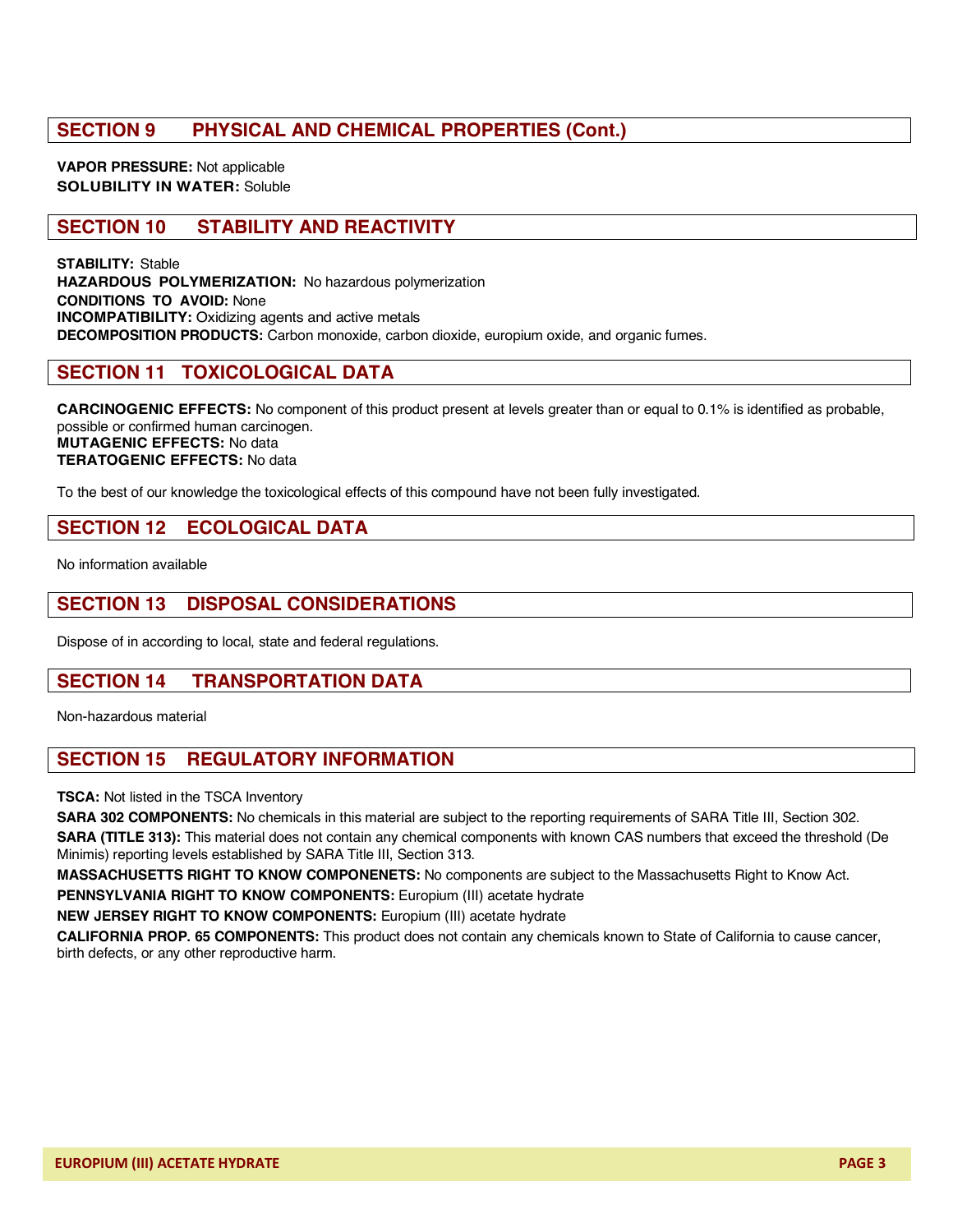## SECTION 9 PHYSICAL AND CHEMICAL PROPERTIES (Cont.)

**VAPOR PRESSURE:** Not applicable
**SOLUBILITY IN WATER:** Soluble

## SECTION 10 STABILITY AND REACTIVITY

**STABILITY:** Stable
**HAZARDOUS POLYMERIZATION:** No hazardous polymerization
**CONDITIONS TO AVOID:** None
**INCOMPATIBILITY:** Oxidizing agents and active metals
**DECOMPOSITION PRODUCTS:** Carbon monoxide, carbon dioxide, europium oxide, and organic fumes.

## SECTION 11 TOXICOLOGICAL DATA

**CARCINOGENIC EFFECTS:** No component of this product present at levels greater than or equal to 0.1% is identified as probable, possible or confirmed human carcinogen.
**MUTAGENIC EFFECTS:** No data
**TERATOGENIC EFFECTS:** No data

To the best of our knowledge the toxicological effects of this compound have not been fully investigated.

## SECTION 12 ECOLOGICAL DATA

No information available

## SECTION 13 DISPOSAL CONSIDERATIONS

Dispose of in according to local, state and federal regulations.

## SECTION 14 TRANSPORTATION DATA

Non-hazardous material

## SECTION 15 REGULATORY INFORMATION

**TSCA:** Not listed in the TSCA Inventory
**SARA 302 COMPONENTS:** No chemicals in this material are subject to the reporting requirements of SARA Title III, Section 302.
**SARA (TITLE 313):** This material does not contain any chemical components with known CAS numbers that exceed the threshold (De Minimis) reporting levels established by SARA Title III, Section 313.
**MASSACHUSETTS RIGHT TO KNOW COMPONENETS:** No components are subject to the Massachusetts Right to Know Act.
**PENNSYLVANIA RIGHT TO KNOW COMPONENTS:** Europium (III) acetate hydrate
**NEW JERSEY RIGHT TO KNOW COMPONENTS:** Europium (III) acetate hydrate
**CALIFORNIA PROP. 65 COMPONENTS:** This product does not contain any chemicals known to State of California to cause cancer, birth defects, or any other reproductive harm.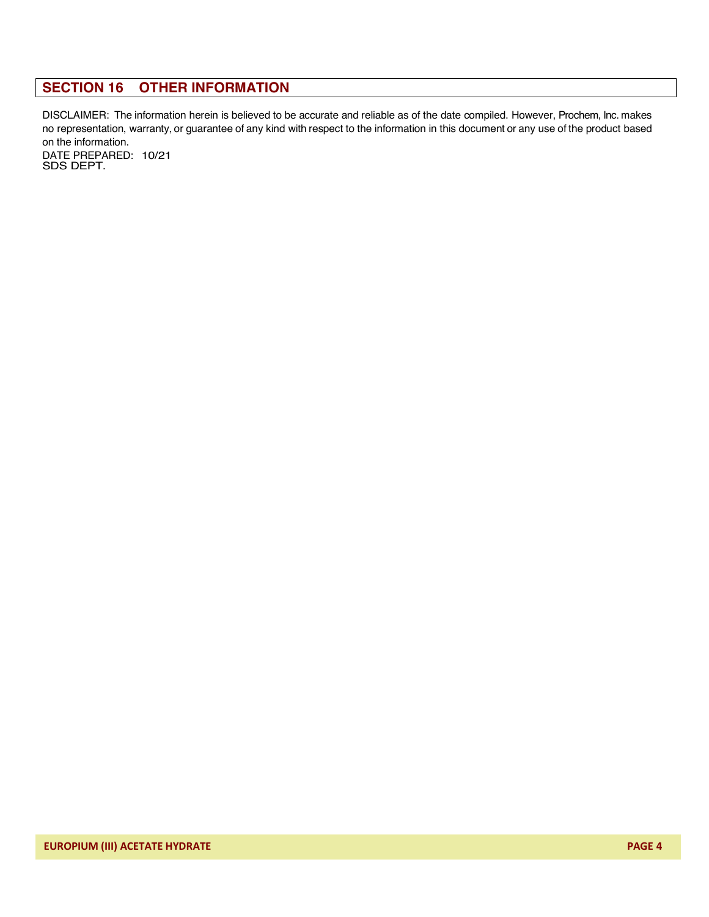## SECTION 16 OTHER INFORMATION

DISCLAIMER: The information herein is believed to be accurate and reliable as of the date compiled. However, Prochem, Inc. makes no representation, warranty, or guarantee of any kind with respect to the information in this document or any use of the product based on the information.

DATE PREPARED: 10/21

SDS DEPT.